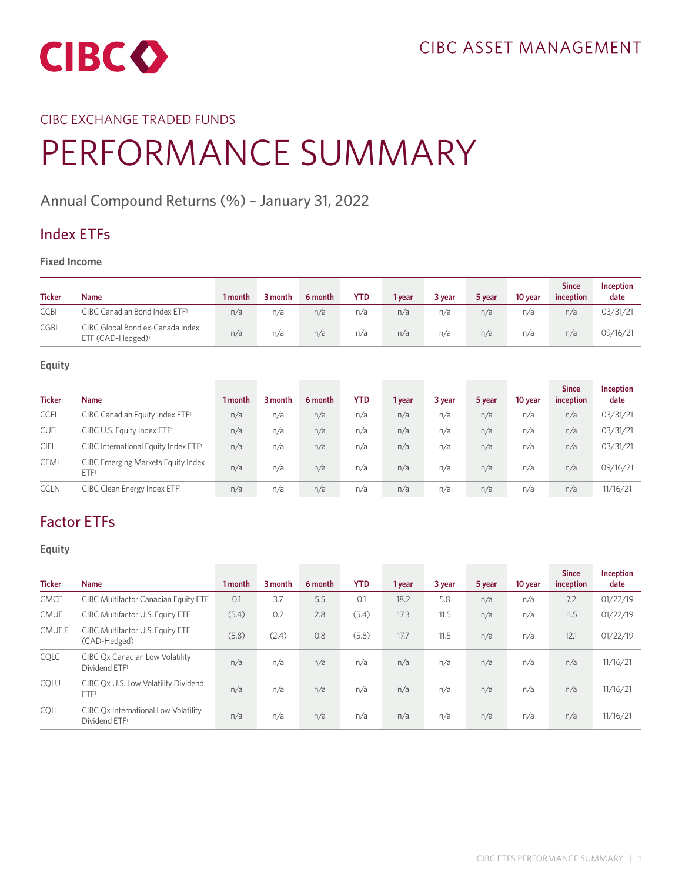CIBC ASSET MANAGEMENT

CIBC EXCHANGE TRADED FUNDS

# PERFORMANCE SUMMARY

## Annual Compound Returns (%) – January 31, 2022

## Index ETFs

### Fixed Income

| Ticker | Name | 1 month | 3 month | 6 month | YTD | 1 year | 3 year | 5 year | 10 year | Since inception | Inception date |
|---|---|---|---|---|---|---|---|---|---|---|---|
| CCBI | CIBC Canadian Bond Index ETF[1] | n/a | n/a | n/a | n/a | n/a | n/a | n/a | n/a | n/a | 03/31/21 |
| CGBI | CIBC Global Bond ex-Canada Index ETF (CAD-Hedged)[1] | n/a | n/a | n/a | n/a | n/a | n/a | n/a | n/a | n/a | 09/16/21 |

### Equity

| Ticker | Name | 1 month | 3 month | 6 month | YTD | 1 year | 3 year | 5 year | 10 year | Since inception | Inception date |
|---|---|---|---|---|---|---|---|---|---|---|---|
| CCEI | CIBC Canadian Equity Index ETF[1] | n/a | n/a | n/a | n/a | n/a | n/a | n/a | n/a | n/a | 03/31/21 |
| CUEI | CIBC U.S. Equity Index ETF[1] | n/a | n/a | n/a | n/a | n/a | n/a | n/a | n/a | n/a | 03/31/21 |
| CIEI | CIBC International Equity Index ETF[1] | n/a | n/a | n/a | n/a | n/a | n/a | n/a | n/a | n/a | 03/31/21 |
| CEMI | CIBC Emerging Markets Equity Index ETF[1] | n/a | n/a | n/a | n/a | n/a | n/a | n/a | n/a | n/a | 09/16/21 |
| CCLN | CIBC Clean Energy Index ETF[1] | n/a | n/a | n/a | n/a | n/a | n/a | n/a | n/a | n/a | 11/16/21 |

## Factor ETFs

### Equity

| Ticker | Name | 1 month | 3 month | 6 month | YTD | 1 year | 3 year | 5 year | 10 year | Since inception | Inception date |
|---|---|---|---|---|---|---|---|---|---|---|---|
| CMCE | CIBC Multifactor Canadian Equity ETF | 0.1 | 3.7 | 5.5 | 0.1 | 18.2 | 5.8 | n/a | n/a | 7.2 | 01/22/19 |
| CMUE | CIBC Multifactor U.S. Equity ETF | (5.4) | 0.2 | 2.8 | (5.4) | 17.3 | 11.5 | n/a | n/a | 11.5 | 01/22/19 |
| CMUE.F | CIBC Multifactor U.S. Equity ETF (CAD-Hedged) | (5.8) | (2.4) | 0.8 | (5.8) | 17.7 | 11.5 | n/a | n/a | 12.1 | 01/22/19 |
| CQLC | CIBC Qx Canadian Low Volatility Dividend ETF[1] | n/a | n/a | n/a | n/a | n/a | n/a | n/a | n/a | n/a | 11/16/21 |
| CQLU | CIBC Qx U.S. Low Volatility Dividend ETF[1] | n/a | n/a | n/a | n/a | n/a | n/a | n/a | n/a | n/a | 11/16/21 |
| CQLI | CIBC Qx International Low Volatility Dividend ETF[1] | n/a | n/a | n/a | n/a | n/a | n/a | n/a | n/a | n/a | 11/16/21 |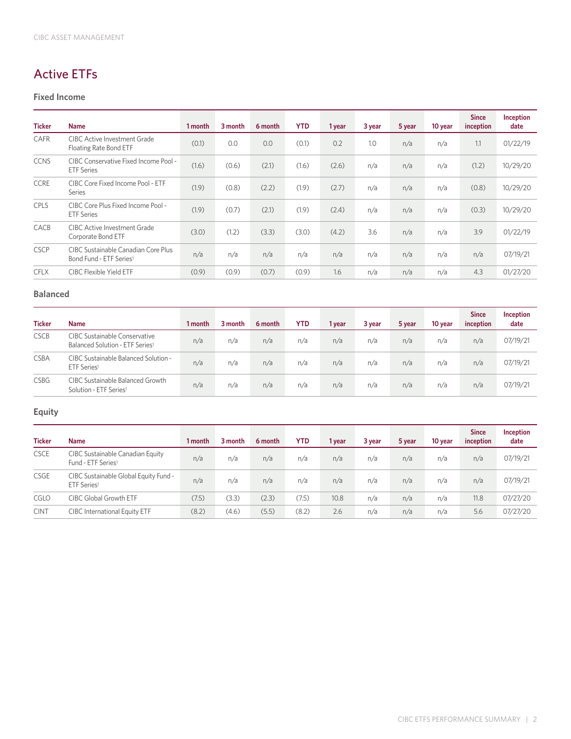# Active ETFs

## Fixed Income

| Ticker | Name | 1 month | 3 month | 6 month | YTD | 1 year | 3 year | 5 year | 10 year | Since inception | Inception date |
|---|---|---|---|---|---|---|---|---|---|---|---|
| CAFR | CIBC Active Investment Grade Floating Rate Bond ETF | (0.1) | 0.0 | 0.0 | (0.1) | 0.2 | 1.0 | n/a | n/a | 1.1 | 01/22/19 |
| CCNS | CIBC Conservative Fixed Income Pool - ETF Series | (1.6) | (0.6) | (2.1) | (1.6) | (2.6) | n/a | n/a | n/a | (1.2) | 10/29/20 |
| CCRE | CIBC Core Fixed Income Pool - ETF Series | (1.9) | (0.8) | (2.2) | (1.9) | (2.7) | n/a | n/a | n/a | (0.8) | 10/29/20 |
| CPLS | CIBC Core Plus Fixed Income Pool - ETF Series | (1.9) | (0.7) | (2.1) | (1.9) | (2.4) | n/a | n/a | n/a | (0.3) | 10/29/20 |
| CACB | CIBC Active Investment Grade Corporate Bond ETF | (3.0) | (1.2) | (3.3) | (3.0) | (4.2) | 3.6 | n/a | n/a | 3.9 | 01/22/19 |
| CSCP | CIBC Sustainable Canadian Core Plus Bond Fund - ETF Series[1] | n/a | n/a | n/a | n/a | n/a | n/a | n/a | n/a | n/a | 07/19/21 |
| CFLX | CIBC Flexible Yield ETF | (0.9) | (0.9) | (0.7) | (0.9) | 1.6 | n/a | n/a | n/a | 4.3 | 01/27/20 |

## Balanced

| Ticker | Name | 1 month | 3 month | 6 month | YTD | 1 year | 3 year | 5 year | 10 year | Since inception | Inception date |
|---|---|---|---|---|---|---|---|---|---|---|---|
| CSCB | CIBC Sustainable Conservative Balanced Solution - ETF Series[1] | n/a | n/a | n/a | n/a | n/a | n/a | n/a | n/a | n/a | 07/19/21 |
| CSBA | CIBC Sustainable Balanced Solution - ETF Series[1] | n/a | n/a | n/a | n/a | n/a | n/a | n/a | n/a | n/a | 07/19/21 |
| CSBG | CIBC Sustainable Balanced Growth Solution - ETF Series[1] | n/a | n/a | n/a | n/a | n/a | n/a | n/a | n/a | n/a | 07/19/21 |

## Equity

| Ticker | Name | 1 month | 3 month | 6 month | YTD | 1 year | 3 year | 5 year | 10 year | Since inception | Inception date |
|---|---|---|---|---|---|---|---|---|---|---|---|
| CSCE | CIBC Sustainable Canadian Equity Fund - ETF Series[1] | n/a | n/a | n/a | n/a | n/a | n/a | n/a | n/a | n/a | 07/19/21 |
| CSGE | CIBC Sustainable Global Equity Fund - ETF Series[1] | n/a | n/a | n/a | n/a | n/a | n/a | n/a | n/a | n/a | 07/19/21 |
| CGLO | CIBC Global Growth ETF | (7.5) | (3.3) | (2.3) | (7.5) | 10.8 | n/a | n/a | n/a | 11.8 | 07/27/20 |
| CINT | CIBC International Equity ETF | (8.2) | (4.6) | (5.5) | (8.2) | 2.6 | n/a | n/a | n/a | 5.6 | 07/27/20 |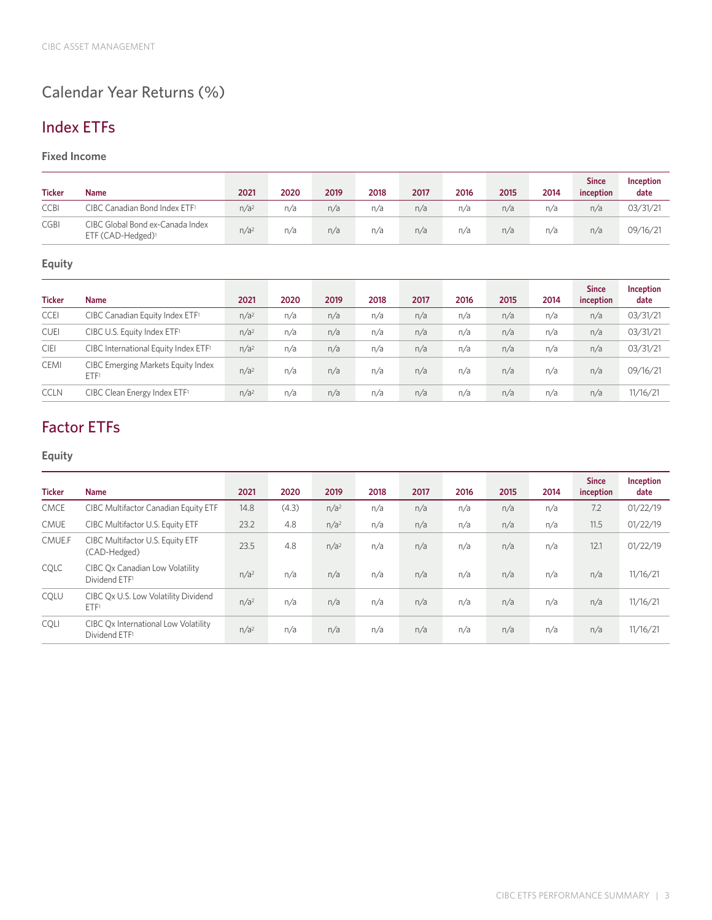# Calendar Year Returns (%)

## Index ETFs

### Fixed Income

| Ticker | Name | 2021 | 2020 | 2019 | 2018 | 2017 | 2016 | 2015 | 2014 | Since inception | Inception date |
|---|---|---|---|---|---|---|---|---|---|---|---|
| CCBI | CIBC Canadian Bond Index ETF[1] | n/a[2] | n/a | n/a | n/a | n/a | n/a | n/a | n/a | n/a | 03/31/21 |
| CGBI | CIBC Global Bond ex-Canada Index ETF (CAD-Hedged)[1] | n/a[2] | n/a | n/a | n/a | n/a | n/a | n/a | n/a | n/a | 09/16/21 |

### Equity

| Ticker | Name | 2021 | 2020 | 2019 | 2018 | 2017 | 2016 | 2015 | 2014 | Since inception | Inception date |
|---|---|---|---|---|---|---|---|---|---|---|---|
| CCEI | CIBC Canadian Equity Index ETF[1] | n/a[2] | n/a | n/a | n/a | n/a | n/a | n/a | n/a | n/a | 03/31/21 |
| CUEI | CIBC U.S. Equity Index ETF[1] | n/a[2] | n/a | n/a | n/a | n/a | n/a | n/a | n/a | n/a | 03/31/21 |
| CIEI | CIBC International Equity Index ETF[1] | n/a[2] | n/a | n/a | n/a | n/a | n/a | n/a | n/a | n/a | 03/31/21 |
| CEMI | CIBC Emerging Markets Equity Index ETF[1] | n/a[2] | n/a | n/a | n/a | n/a | n/a | n/a | n/a | n/a | 09/16/21 |
| CCLN | CIBC Clean Energy Index ETF[1] | n/a[2] | n/a | n/a | n/a | n/a | n/a | n/a | n/a | n/a | 11/16/21 |

## Factor ETFs

### Equity

| Ticker | Name | 2021 | 2020 | 2019 | 2018 | 2017 | 2016 | 2015 | 2014 | Since inception | Inception date |
|---|---|---|---|---|---|---|---|---|---|---|---|
| CMCE | CIBC Multifactor Canadian Equity ETF | 14.8 | (4.3) | n/a[2] | n/a | n/a | n/a | n/a | n/a | 7.2 | 01/22/19 |
| CMUE | CIBC Multifactor U.S. Equity ETF | 23.2 | 4.8 | n/a[2] | n/a | n/a | n/a | n/a | n/a | 11.5 | 01/22/19 |
| CMUE.F | CIBC Multifactor U.S. Equity ETF (CAD-Hedged) | 23.5 | 4.8 | n/a[2] | n/a | n/a | n/a | n/a | n/a | 12.1 | 01/22/19 |
| CQLC | CIBC Qx Canadian Low Volatility Dividend ETF[1] | n/a[2] | n/a | n/a | n/a | n/a | n/a | n/a | n/a | n/a | 11/16/21 |
| CQLU | CIBC Qx U.S. Low Volatility Dividend ETF[1] | n/a[2] | n/a | n/a | n/a | n/a | n/a | n/a | n/a | n/a | 11/16/21 |
| CQLI | CIBC Qx International Low Volatility Dividend ETF[1] | n/a[2] | n/a | n/a | n/a | n/a | n/a | n/a | n/a | n/a | 11/16/21 |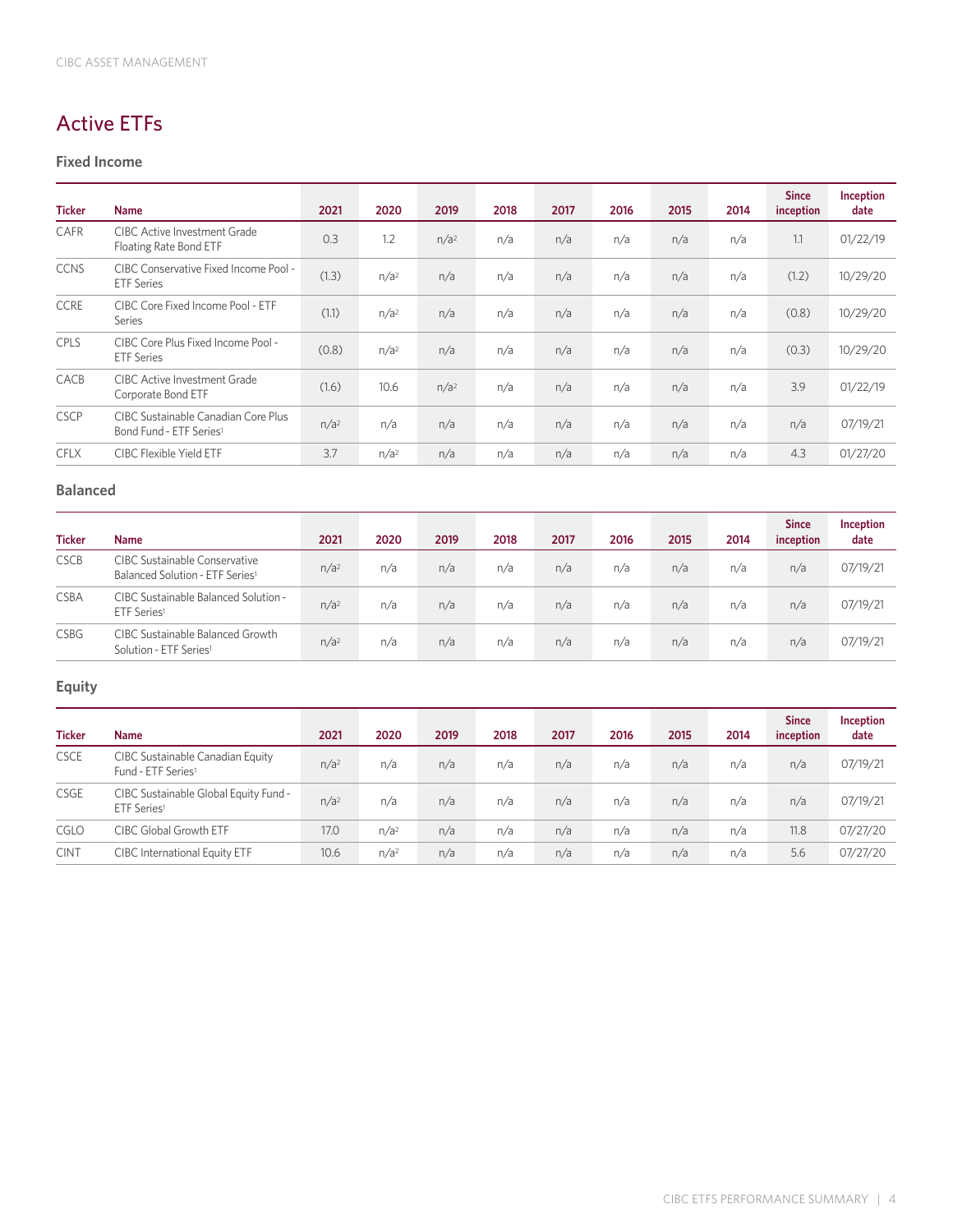CIBC ASSET MANAGEMENT

# Active ETFs

## Fixed Income

| Ticker | Name | 2021 | 2020 | 2019 | 2018 | 2017 | 2016 | 2015 | 2014 | Since inception | Inception date |
|---|---|---|---|---|---|---|---|---|---|---|---|
| CAFR | CIBC Active Investment Grade Floating Rate Bond ETF | 0.3 | 1.2 | n/a[2] | n/a | n/a | n/a | n/a | n/a | 1.1 | 01/22/19 |
| CCNS | CIBC Conservative Fixed Income Pool - ETF Series | (1.3) | n/a[2] | n/a | n/a | n/a | n/a | n/a | n/a | (1.2) | 10/29/20 |
| CCRE | CIBC Core Fixed Income Pool - ETF Series | (1.1) | n/a[2] | n/a | n/a | n/a | n/a | n/a | n/a | (0.8) | 10/29/20 |
| CPLS | CIBC Core Plus Fixed Income Pool - ETF Series | (0.8) | n/a[2] | n/a | n/a | n/a | n/a | n/a | n/a | (0.3) | 10/29/20 |
| CACB | CIBC Active Investment Grade Corporate Bond ETF | (1.6) | 10.6 | n/a[2] | n/a | n/a | n/a | n/a | n/a | 3.9 | 01/22/19 |
| CSCP | CIBC Sustainable Canadian Core Plus Bond Fund - ETF Series[1] | n/a[2] | n/a | n/a | n/a | n/a | n/a | n/a | n/a | n/a | 07/19/21 |
| CFLX | CIBC Flexible Yield ETF | 3.7 | n/a[2] | n/a | n/a | n/a | n/a | n/a | n/a | 4.3 | 01/27/20 |

## Balanced

| Ticker | Name | 2021 | 2020 | 2019 | 2018 | 2017 | 2016 | 2015 | 2014 | Since inception | Inception date |
|---|---|---|---|---|---|---|---|---|---|---|---|
| CSCB | CIBC Sustainable Conservative Balanced Solution - ETF Series[1] | n/a[2] | n/a | n/a | n/a | n/a | n/a | n/a | n/a | n/a | 07/19/21 |
| CSBA | CIBC Sustainable Balanced Solution - ETF Series[1] | n/a[2] | n/a | n/a | n/a | n/a | n/a | n/a | n/a | n/a | 07/19/21 |
| CSBG | CIBC Sustainable Balanced Growth Solution - ETF Series[1] | n/a[2] | n/a | n/a | n/a | n/a | n/a | n/a | n/a | n/a | 07/19/21 |

## Equity

| Ticker | Name | 2021 | 2020 | 2019 | 2018 | 2017 | 2016 | 2015 | 2014 | Since inception | Inception date |
|---|---|---|---|---|---|---|---|---|---|---|---|
| CSCE | CIBC Sustainable Canadian Equity Fund - ETF Series[1] | n/a[2] | n/a | n/a | n/a | n/a | n/a | n/a | n/a | n/a | 07/19/21 |
| CSGE | CIBC Sustainable Global Equity Fund - ETF Series[1] | n/a[2] | n/a | n/a | n/a | n/a | n/a | n/a | n/a | n/a | 07/19/21 |
| CGLO | CIBC Global Growth ETF | 17.0 | n/a[2] | n/a | n/a | n/a | n/a | n/a | n/a | 11.8 | 07/27/20 |
| CINT | CIBC International Equity ETF | 10.6 | n/a[2] | n/a | n/a | n/a | n/a | n/a | n/a | 5.6 | 07/27/20 |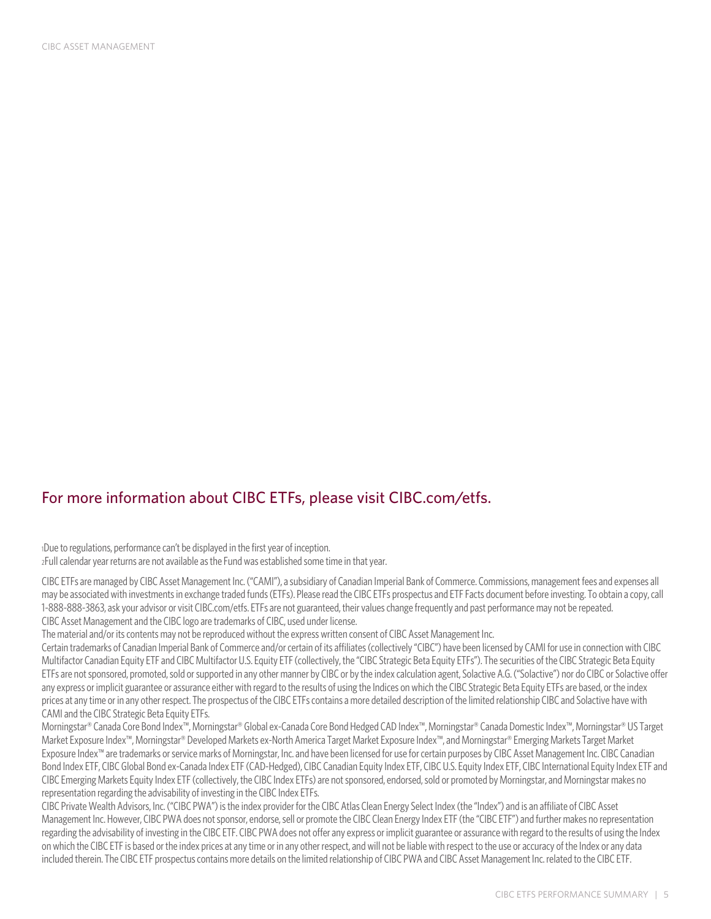## For more information about CIBC ETFs, please visit CIBC.com/etfs.

[1]Due to regulations, performance can't be displayed in the first year of inception.
[2]Full calendar year returns are not available as the Fund was established some time in that year.

CIBC ETFs are managed by CIBC Asset Management Inc. ("CAMI"), a subsidiary of Canadian Imperial Bank of Commerce. Commissions, management fees and expenses all may be associated with investments in exchange traded funds (ETFs). Please read the CIBC ETFs prospectus and ETF Facts document before investing. To obtain a copy, call 1-888-888-3863, ask your advisor or visit CIBC.com/etfs. ETFs are not guaranteed, their values change frequently and past performance may not be repeated.
CIBC Asset Management and the CIBC logo are trademarks of CIBC, used under license.
The material and/or its contents may not be reproduced without the express written consent of CIBC Asset Management Inc.
Certain trademarks of Canadian Imperial Bank of Commerce and/or certain of its affiliates (collectively "CIBC") have been licensed by CAMI for use in connection with CIBC Multifactor Canadian Equity ETF and CIBC Multifactor U.S. Equity ETF (collectively, the "CIBC Strategic Beta Equity ETFs"). The securities of the CIBC Strategic Beta Equity ETFs are not sponsored, promoted, sold or supported in any other manner by CIBC or by the index calculation agent, Solactive A.G. ("Solactive") nor do CIBC or Solactive offer any express or implicit guarantee or assurance either with regard to the results of using the Indices on which the CIBC Strategic Beta Equity ETFs are based, or the index prices at any time or in any other respect. The prospectus of the CIBC ETFs contains a more detailed description of the limited relationship CIBC and Solactive have with CAMI and the CIBC Strategic Beta Equity ETFs.
Morningstar® Canada Core Bond Index™, Morningstar® Global ex-Canada Core Bond Hedged CAD Index™, Morningstar® Canada Domestic Index™, Morningstar® US Target Market Exposure Index™, Morningstar® Developed Markets ex-North America Target Market Exposure Index™, and Morningstar® Emerging Markets Target Market Exposure Index™ are trademarks or service marks of Morningstar, Inc. and have been licensed for use for certain purposes by CIBC Asset Management Inc. CIBC Canadian Bond Index ETF, CIBC Global Bond ex-Canada Index ETF (CAD-Hedged), CIBC Canadian Equity Index ETF, CIBC U.S. Equity Index ETF, CIBC International Equity Index ETF and CIBC Emerging Markets Equity Index ETF (collectively, the CIBC Index ETFs) are not sponsored, endorsed, sold or promoted by Morningstar, and Morningstar makes no representation regarding the advisability of investing in the CIBC Index ETFs.
CIBC Private Wealth Advisors, Inc. ("CIBC PWA") is the index provider for the CIBC Atlas Clean Energy Select Index (the "Index") and is an affiliate of CIBC Asset Management Inc. However, CIBC PWA does not sponsor, endorse, sell or promote the CIBC Clean Energy Index ETF (the "CIBC ETF") and further makes no representation regarding the advisability of investing in the CIBC ETF. CIBC PWA does not offer any express or implicit guarantee or assurance with regard to the results of using the Index on which the CIBC ETF is based or the index prices at any time or in any other respect, and will not be liable with respect to the use or accuracy of the Index or any data included therein. The CIBC ETF prospectus contains more details on the limited relationship of CIBC PWA and CIBC Asset Management Inc. related to the CIBC ETF.